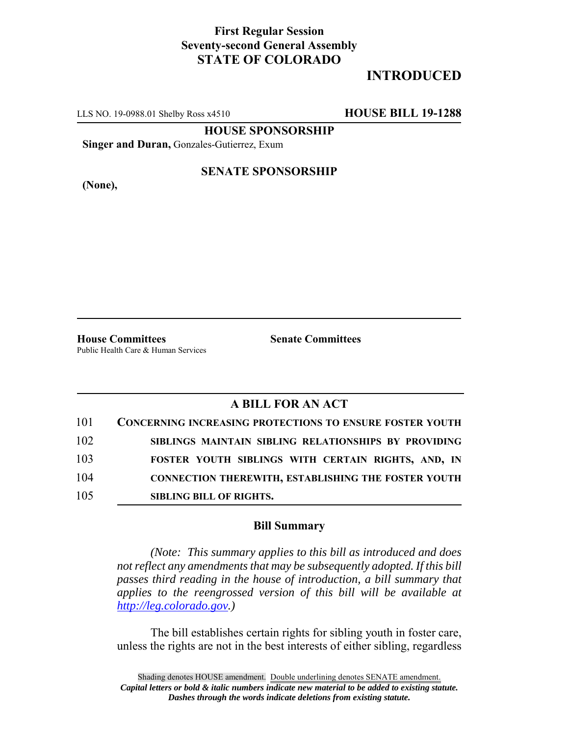**First Regular Session**
**Seventy-second General Assembly**
**STATE OF COLORADO**

# INTRODUCED

LLS NO. 19-0988.01 Shelby Ross x4510 **HOUSE BILL 19-1288**

**HOUSE SPONSORSHIP**

**Singer and Duran,** Gonzales-Gutierrez, Exum

**SENATE SPONSORSHIP**

**(None),**

**House Committees**
Public Health Care & Human Services

**Senate Committees**

## A BILL FOR AN ACT

101 **CONCERNING INCREASING PROTECTIONS TO ENSURE FOSTER YOUTH**
102 **SIBLINGS MAINTAIN SIBLING RELATIONSHIPS BY PROVIDING**
103 **FOSTER YOUTH SIBLINGS WITH CERTAIN RIGHTS, AND, IN**
104 **CONNECTION THEREWITH, ESTABLISHING THE FOSTER YOUTH**
105 **SIBLING BILL OF RIGHTS.**

### Bill Summary

*(Note: This summary applies to this bill as introduced and does not reflect any amendments that may be subsequently adopted. If this bill passes third reading in the house of introduction, a bill summary that applies to the reengrossed version of this bill will be available at http://leg.colorado.gov.)*

The bill establishes certain rights for sibling youth in foster care, unless the rights are not in the best interests of either sibling, regardless

Shading denotes HOUSE amendment. Double underlining denotes SENATE amendment.
***Capital letters or bold & italic numbers indicate new material to be added to existing statute.***
***Dashes through the words indicate deletions from existing statute.***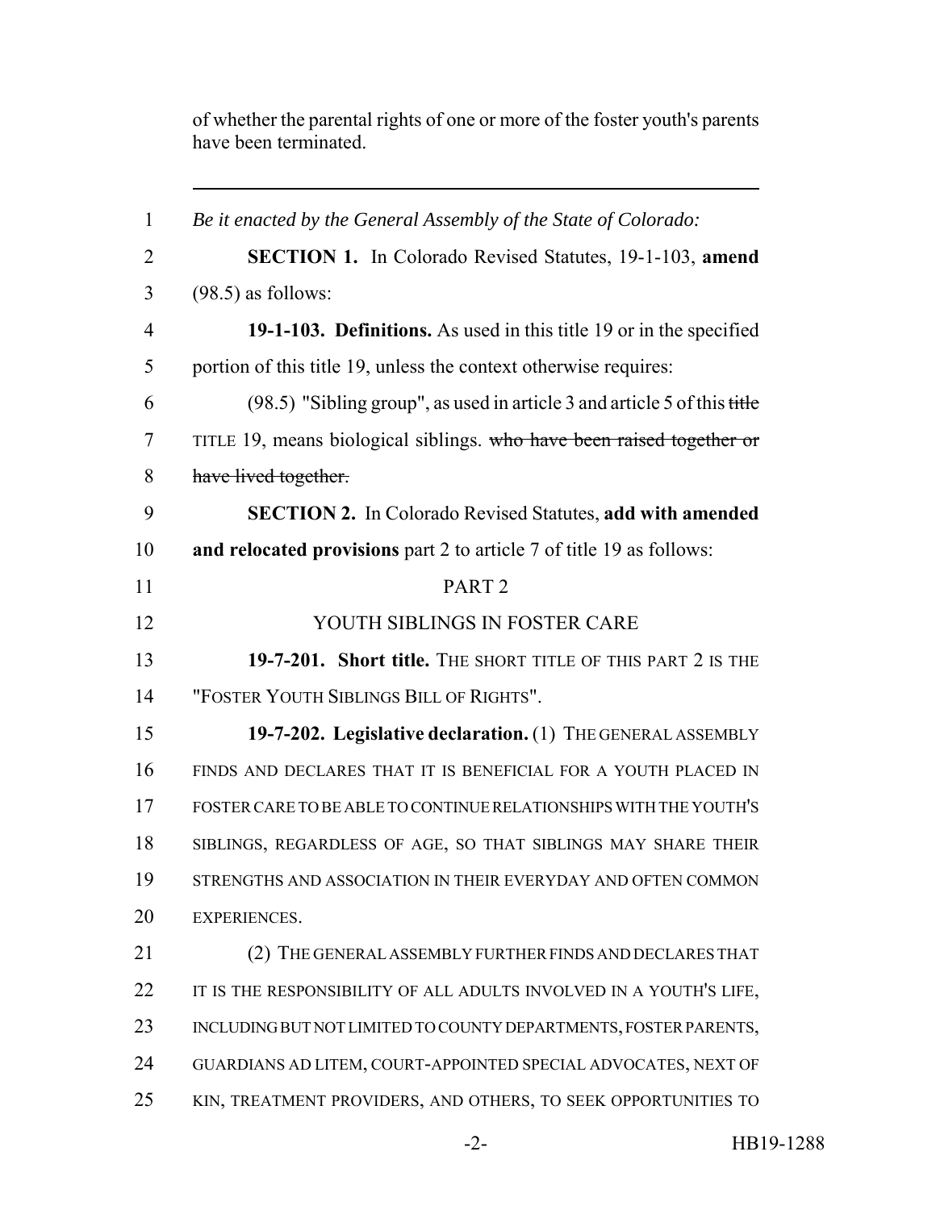of whether the parental rights of one or more of the foster youth's parents have been terminated.

---

1 *Be it enacted by the General Assembly of the State of Colorado:*

2 **SECTION 1.** In Colorado Revised Statutes, 19-1-103, **amend**
3 (98.5) as follows:

4 **19-1-103. Definitions.** As used in this title 19 or in the specified
5 portion of this title 19, unless the context otherwise requires:

6 (98.5) "Sibling group", as used in article 3 and article 5 of this ~~title~~
7 TITLE 19, means biological siblings. ~~who have been raised together or~~
8 ~~have lived together.~~

9 **SECTION 2.** In Colorado Revised Statutes, **add with amended**
10 **and relocated provisions** part 2 to article 7 of title 19 as follows:

11 PART 2

12 YOUTH SIBLINGS IN FOSTER CARE

13 **19-7-201. Short title.** THE SHORT TITLE OF THIS PART 2 IS THE
14 "FOSTER YOUTH SIBLINGS BILL OF RIGHTS".

15 **19-7-202. Legislative declaration.** (1) THE GENERAL ASSEMBLY
16 FINDS AND DECLARES THAT IT IS BENEFICIAL FOR A YOUTH PLACED IN
17 FOSTER CARE TO BE ABLE TO CONTINUE RELATIONSHIPS WITH THE YOUTH'S
18 SIBLINGS, REGARDLESS OF AGE, SO THAT SIBLINGS MAY SHARE THEIR
19 STRENGTHS AND ASSOCIATION IN THEIR EVERYDAY AND OFTEN COMMON
20 EXPERIENCES.

21 (2) THE GENERAL ASSEMBLY FURTHER FINDS AND DECLARES THAT
22 IT IS THE RESPONSIBILITY OF ALL ADULTS INVOLVED IN A YOUTH'S LIFE,
23 INCLUDING BUT NOT LIMITED TO COUNTY DEPARTMENTS, FOSTER PARENTS,
24 GUARDIANS AD LITEM, COURT-APPOINTED SPECIAL ADVOCATES, NEXT OF
25 KIN, TREATMENT PROVIDERS, AND OTHERS, TO SEEK OPPORTUNITIES TO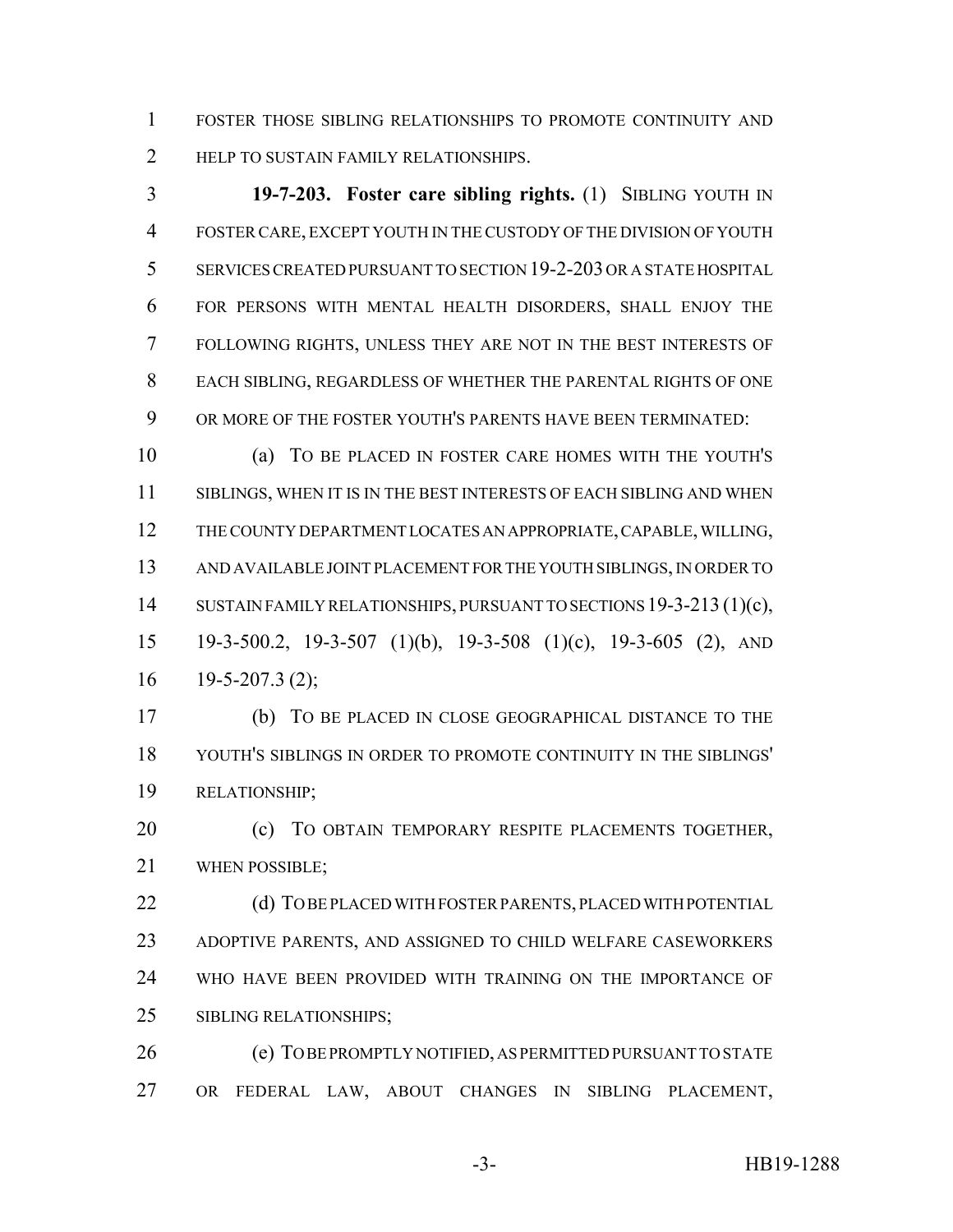FOSTER THOSE SIBLING RELATIONSHIPS TO PROMOTE CONTINUITY AND HELP TO SUSTAIN FAMILY RELATIONSHIPS.

**19-7-203. Foster care sibling rights.** (1) SIBLING YOUTH IN FOSTER CARE, EXCEPT YOUTH IN THE CUSTODY OF THE DIVISION OF YOUTH SERVICES CREATED PURSUANT TO SECTION 19-2-203 OR A STATE HOSPITAL FOR PERSONS WITH MENTAL HEALTH DISORDERS, SHALL ENJOY THE FOLLOWING RIGHTS, UNLESS THEY ARE NOT IN THE BEST INTERESTS OF EACH SIBLING, REGARDLESS OF WHETHER THE PARENTAL RIGHTS OF ONE OR MORE OF THE FOSTER YOUTH'S PARENTS HAVE BEEN TERMINATED:

(a) TO BE PLACED IN FOSTER CARE HOMES WITH THE YOUTH'S SIBLINGS, WHEN IT IS IN THE BEST INTERESTS OF EACH SIBLING AND WHEN THE COUNTY DEPARTMENT LOCATES AN APPROPRIATE, CAPABLE, WILLING, AND AVAILABLE JOINT PLACEMENT FOR THE YOUTH SIBLINGS, IN ORDER TO SUSTAIN FAMILY RELATIONSHIPS, PURSUANT TO SECTIONS 19-3-213 (1)(c), 19-3-500.2, 19-3-507 (1)(b), 19-3-508 (1)(c), 19-3-605 (2), AND 19-5-207.3 (2);

(b) TO BE PLACED IN CLOSE GEOGRAPHICAL DISTANCE TO THE YOUTH'S SIBLINGS IN ORDER TO PROMOTE CONTINUITY IN THE SIBLINGS' RELATIONSHIP;

(c) TO OBTAIN TEMPORARY RESPITE PLACEMENTS TOGETHER, WHEN POSSIBLE;

(d) TO BE PLACED WITH FOSTER PARENTS, PLACED WITH POTENTIAL ADOPTIVE PARENTS, AND ASSIGNED TO CHILD WELFARE CASEWORKERS WHO HAVE BEEN PROVIDED WITH TRAINING ON THE IMPORTANCE OF SIBLING RELATIONSHIPS;

(e) TO BE PROMPTLY NOTIFIED, AS PERMITTED PURSUANT TO STATE OR FEDERAL LAW, ABOUT CHANGES IN SIBLING PLACEMENT,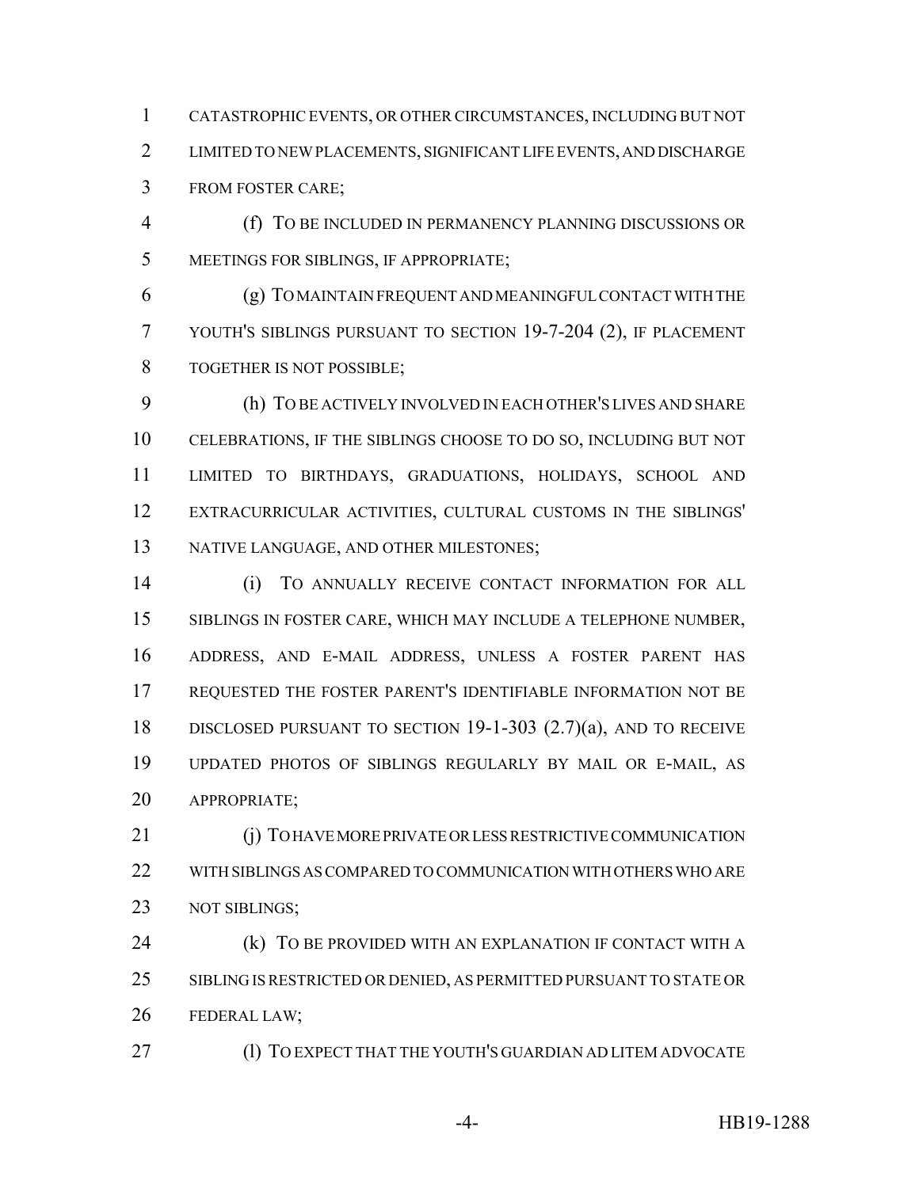CATASTROPHIC EVENTS, OR OTHER CIRCUMSTANCES, INCLUDING BUT NOT LIMITED TO NEW PLACEMENTS, SIGNIFICANT LIFE EVENTS, AND DISCHARGE FROM FOSTER CARE;

(f) TO BE INCLUDED IN PERMANENCY PLANNING DISCUSSIONS OR MEETINGS FOR SIBLINGS, IF APPROPRIATE;

(g) TO MAINTAIN FREQUENT AND MEANINGFUL CONTACT WITH THE YOUTH'S SIBLINGS PURSUANT TO SECTION 19-7-204 (2), IF PLACEMENT TOGETHER IS NOT POSSIBLE;

(h) TO BE ACTIVELY INVOLVED IN EACH OTHER'S LIVES AND SHARE CELEBRATIONS, IF THE SIBLINGS CHOOSE TO DO SO, INCLUDING BUT NOT LIMITED TO BIRTHDAYS, GRADUATIONS, HOLIDAYS, SCHOOL AND EXTRACURRICULAR ACTIVITIES, CULTURAL CUSTOMS IN THE SIBLINGS' NATIVE LANGUAGE, AND OTHER MILESTONES;

(i) TO ANNUALLY RECEIVE CONTACT INFORMATION FOR ALL SIBLINGS IN FOSTER CARE, WHICH MAY INCLUDE A TELEPHONE NUMBER, ADDRESS, AND E-MAIL ADDRESS, UNLESS A FOSTER PARENT HAS REQUESTED THE FOSTER PARENT'S IDENTIFIABLE INFORMATION NOT BE DISCLOSED PURSUANT TO SECTION 19-1-303 (2.7)(a), AND TO RECEIVE UPDATED PHOTOS OF SIBLINGS REGULARLY BY MAIL OR E-MAIL, AS APPROPRIATE;

(j) TO HAVE MORE PRIVATE OR LESS RESTRICTIVE COMMUNICATION WITH SIBLINGS AS COMPARED TO COMMUNICATION WITH OTHERS WHO ARE NOT SIBLINGS;

(k) TO BE PROVIDED WITH AN EXPLANATION IF CONTACT WITH A SIBLING IS RESTRICTED OR DENIED, AS PERMITTED PURSUANT TO STATE OR FEDERAL LAW;

(l) TO EXPECT THAT THE YOUTH'S GUARDIAN AD LITEM ADVOCATE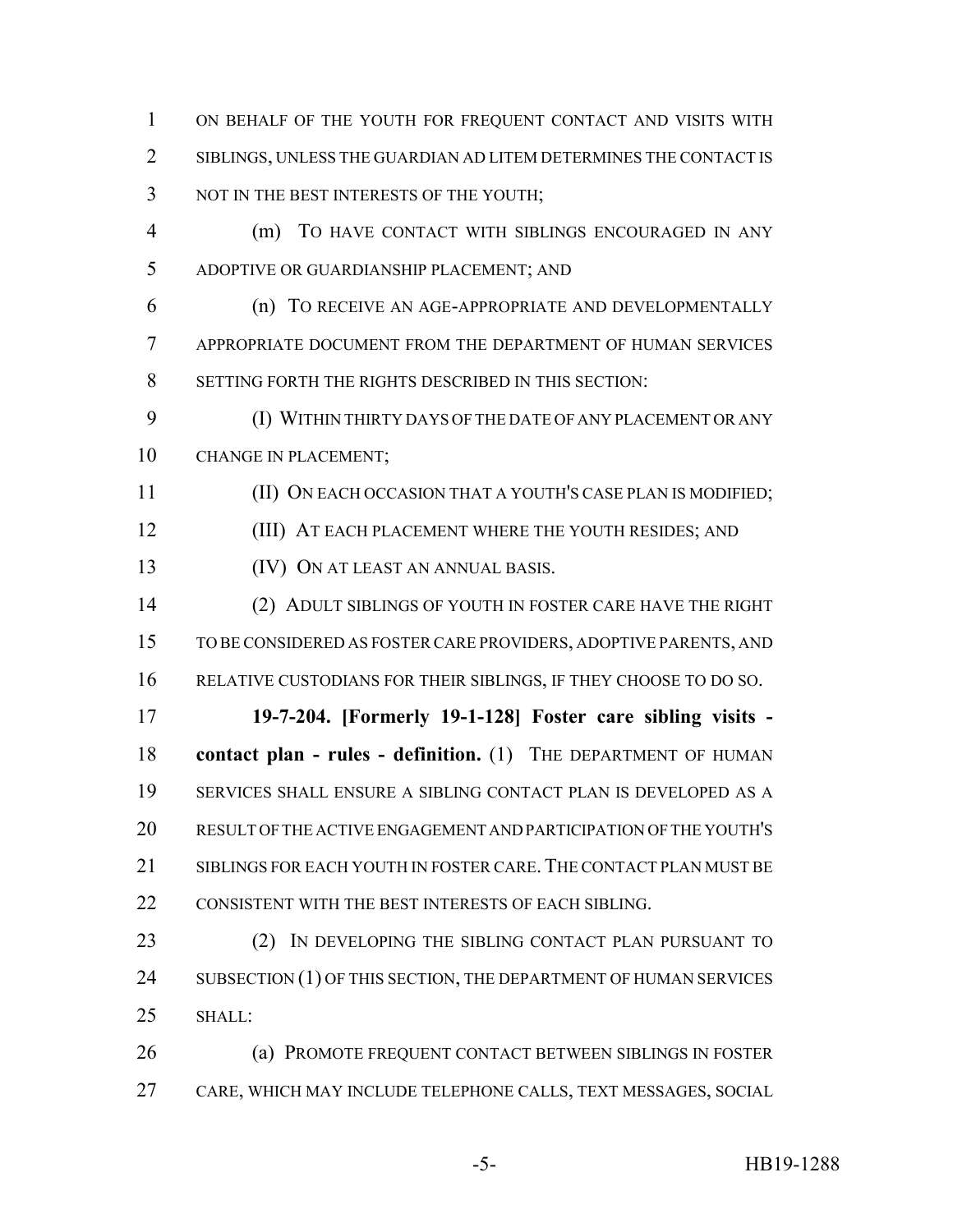ON BEHALF OF THE YOUTH FOR FREQUENT CONTACT AND VISITS WITH SIBLINGS, UNLESS THE GUARDIAN AD LITEM DETERMINES THE CONTACT IS NOT IN THE BEST INTERESTS OF THE YOUTH;

(m) TO HAVE CONTACT WITH SIBLINGS ENCOURAGED IN ANY ADOPTIVE OR GUARDIANSHIP PLACEMENT; AND

(n) TO RECEIVE AN AGE-APPROPRIATE AND DEVELOPMENTALLY APPROPRIATE DOCUMENT FROM THE DEPARTMENT OF HUMAN SERVICES SETTING FORTH THE RIGHTS DESCRIBED IN THIS SECTION:

(I) WITHIN THIRTY DAYS OF THE DATE OF ANY PLACEMENT OR ANY CHANGE IN PLACEMENT;

(II) ON EACH OCCASION THAT A YOUTH'S CASE PLAN IS MODIFIED;

(III) AT EACH PLACEMENT WHERE THE YOUTH RESIDES; AND

(IV) ON AT LEAST AN ANNUAL BASIS.

(2) ADULT SIBLINGS OF YOUTH IN FOSTER CARE HAVE THE RIGHT TO BE CONSIDERED AS FOSTER CARE PROVIDERS, ADOPTIVE PARENTS, AND RELATIVE CUSTODIANS FOR THEIR SIBLINGS, IF THEY CHOOSE TO DO SO.

**19-7-204. [Formerly 19-1-128] Foster care sibling visits - contact plan - rules - definition.** (1) THE DEPARTMENT OF HUMAN SERVICES SHALL ENSURE A SIBLING CONTACT PLAN IS DEVELOPED AS A RESULT OF THE ACTIVE ENGAGEMENT AND PARTICIPATION OF THE YOUTH'S SIBLINGS FOR EACH YOUTH IN FOSTER CARE. THE CONTACT PLAN MUST BE CONSISTENT WITH THE BEST INTERESTS OF EACH SIBLING.

(2) IN DEVELOPING THE SIBLING CONTACT PLAN PURSUANT TO SUBSECTION (1) OF THIS SECTION, THE DEPARTMENT OF HUMAN SERVICES SHALL:

(a) PROMOTE FREQUENT CONTACT BETWEEN SIBLINGS IN FOSTER CARE, WHICH MAY INCLUDE TELEPHONE CALLS, TEXT MESSAGES, SOCIAL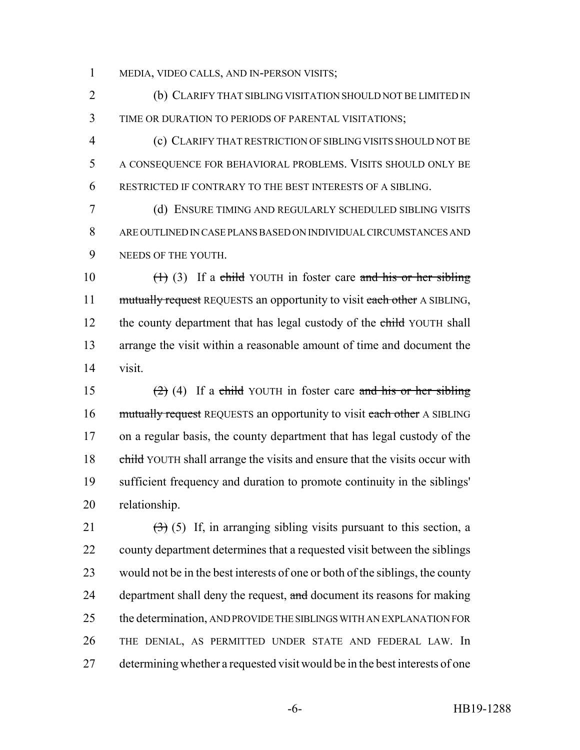MEDIA, VIDEO CALLS, AND IN-PERSON VISITS;

(b) CLARIFY THAT SIBLING VISITATION SHOULD NOT BE LIMITED IN TIME OR DURATION TO PERIODS OF PARENTAL VISITATIONS;

(c) CLARIFY THAT RESTRICTION OF SIBLING VISITS SHOULD NOT BE A CONSEQUENCE FOR BEHAVIORAL PROBLEMS. VISITS SHOULD ONLY BE RESTRICTED IF CONTRARY TO THE BEST INTERESTS OF A SIBLING.

(d) ENSURE TIMING AND REGULARLY SCHEDULED SIBLING VISITS ARE OUTLINED IN CASE PLANS BASED ON INDIVIDUAL CIRCUMSTANCES AND NEEDS OF THE YOUTH.

~~(1)~~ (3) If a ~~child~~ YOUTH in foster care ~~and his or her sibling mutually request~~ REQUESTS an opportunity to visit ~~each other~~ A SIBLING, the county department that has legal custody of the ~~child~~ YOUTH shall arrange the visit within a reasonable amount of time and document the visit.

~~(2)~~ (4) If a ~~child~~ YOUTH in foster care ~~and his or her sibling mutually request~~ REQUESTS an opportunity to visit ~~each other~~ A SIBLING on a regular basis, the county department that has legal custody of the ~~child~~ YOUTH shall arrange the visits and ensure that the visits occur with sufficient frequency and duration to promote continuity in the siblings' relationship.

~~(3)~~ (5) If, in arranging sibling visits pursuant to this section, a county department determines that a requested visit between the siblings would not be in the best interests of one or both of the siblings, the county department shall deny the request, ~~and~~ document its reasons for making the determination, AND PROVIDE THE SIBLINGS WITH AN EXPLANATION FOR THE DENIAL, AS PERMITTED UNDER STATE AND FEDERAL LAW. In determining whether a requested visit would be in the best interests of one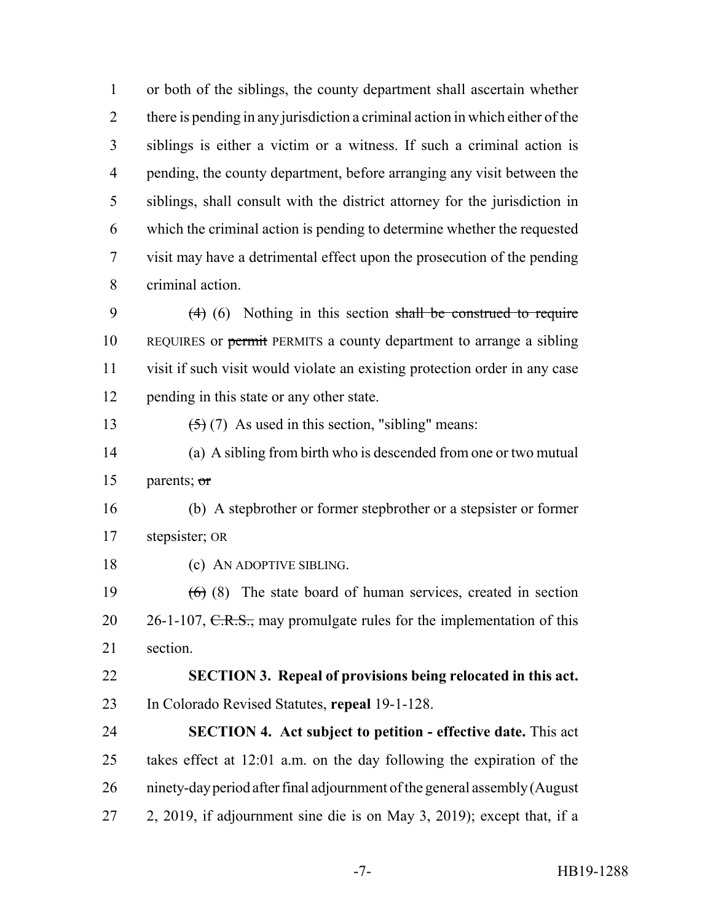or both of the siblings, the county department shall ascertain whether there is pending in any jurisdiction a criminal action in which either of the siblings is either a victim or a witness. If such a criminal action is pending, the county department, before arranging any visit between the siblings, shall consult with the district attorney for the jurisdiction in which the criminal action is pending to determine whether the requested visit may have a detrimental effect upon the prosecution of the pending criminal action.

~~(4)~~ (6) Nothing in this section ~~shall be construed to require~~ REQUIRES or ~~permit~~ PERMITS a county department to arrange a sibling visit if such visit would violate an existing protection order in any case pending in this state or any other state.

~~(5)~~ (7) As used in this section, "sibling" means:

(a) A sibling from birth who is descended from one or two mutual parents; ~~or~~

(b) A stepbrother or former stepbrother or a stepsister or former stepsister; OR

(c) AN ADOPTIVE SIBLING.

~~(6)~~ (8) The state board of human services, created in section 26-1-107, ~~C.R.S.,~~ may promulgate rules for the implementation of this section.

**SECTION 3. Repeal of provisions being relocated in this act.** In Colorado Revised Statutes, **repeal** 19-1-128.

**SECTION 4. Act subject to petition - effective date.** This act takes effect at 12:01 a.m. on the day following the expiration of the ninety-day period after final adjournment of the general assembly (August 2, 2019, if adjournment sine die is on May 3, 2019); except that, if a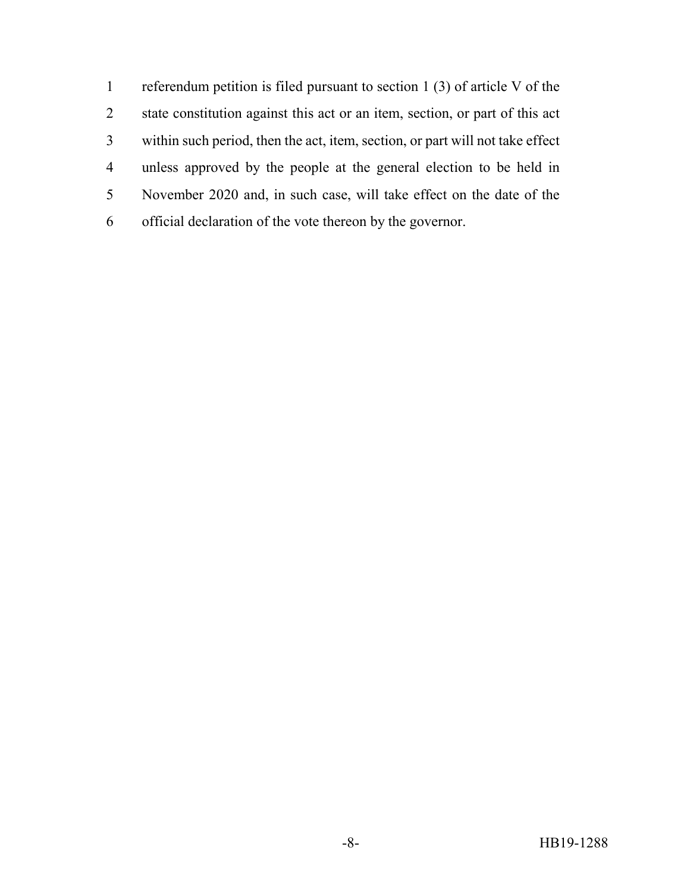referendum petition is filed pursuant to section 1 (3) of article V of the state constitution against this act or an item, section, or part of this act within such period, then the act, item, section, or part will not take effect unless approved by the people at the general election to be held in November 2020 and, in such case, will take effect on the date of the official declaration of the vote thereon by the governor.